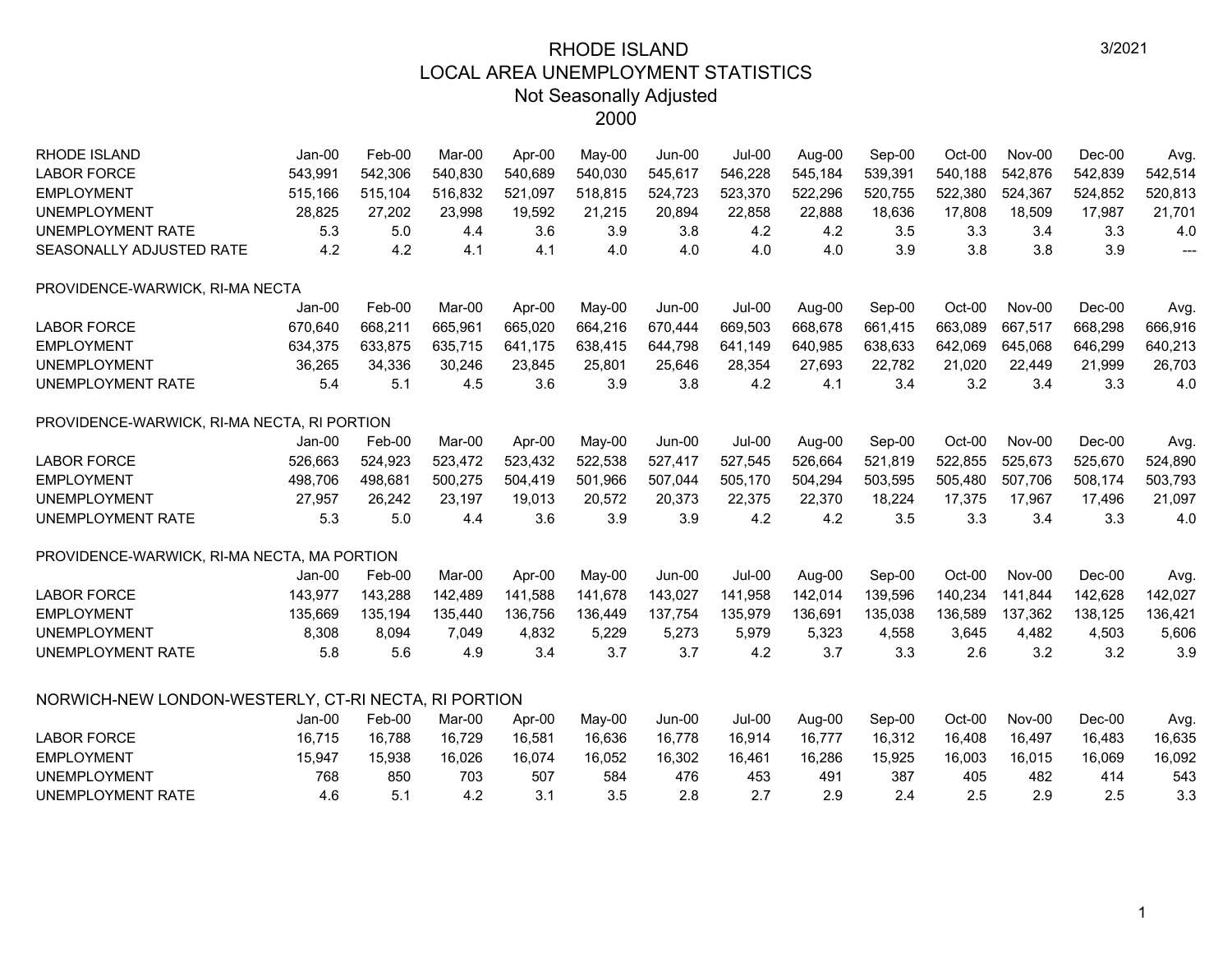# RHODE ISLAND
## LOCAL AREA UNEMPLOYMENT STATISTICS
### Not Seasonally Adjusted
### 2000

3/2021

| RHODE ISLAND | Jan-00 | Feb-00 | Mar-00 | Apr-00 | May-00 | Jun-00 | Jul-00 | Aug-00 | Sep-00 | Oct-00 | Nov-00 | Dec-00 | Avg. |
|---|---|---|---|---|---|---|---|---|---|---|---|---|---|
| LABOR FORCE | 543,991 | 542,306 | 540,830 | 540,689 | 540,030 | 545,617 | 546,228 | 545,184 | 539,391 | 540,188 | 542,876 | 542,839 | 542,514 |
| EMPLOYMENT | 515,166 | 515,104 | 516,832 | 521,097 | 518,815 | 524,723 | 523,370 | 522,296 | 520,755 | 522,380 | 524,367 | 524,852 | 520,813 |
| UNEMPLOYMENT | 28,825 | 27,202 | 23,998 | 19,592 | 21,215 | 20,894 | 22,858 | 22,888 | 18,636 | 17,808 | 18,509 | 17,987 | 21,701 |
| UNEMPLOYMENT RATE | 5.3 | 5.0 | 4.4 | 3.6 | 3.9 | 3.8 | 4.2 | 4.2 | 3.5 | 3.3 | 3.4 | 3.3 | 4.0 |
| SEASONALLY ADJUSTED RATE | 4.2 | 4.2 | 4.1 | 4.1 | 4.0 | 4.0 | 4.0 | 4.0 | 3.9 | 3.8 | 3.8 | 3.9 | --- |

PROVIDENCE-WARWICK, RI-MA NECTA

| | Jan-00 | Feb-00 | Mar-00 | Apr-00 | May-00 | Jun-00 | Jul-00 | Aug-00 | Sep-00 | Oct-00 | Nov-00 | Dec-00 | Avg. |
|---|---|---|---|---|---|---|---|---|---|---|---|---|---|
| LABOR FORCE | 670,640 | 668,211 | 665,961 | 665,020 | 664,216 | 670,444 | 669,503 | 668,678 | 661,415 | 663,089 | 667,517 | 668,298 | 666,916 |
| EMPLOYMENT | 634,375 | 633,875 | 635,715 | 641,175 | 638,415 | 644,798 | 641,149 | 640,985 | 638,633 | 642,069 | 645,068 | 646,299 | 640,213 |
| UNEMPLOYMENT | 36,265 | 34,336 | 30,246 | 23,845 | 25,801 | 25,646 | 28,354 | 27,693 | 22,782 | 21,020 | 22,449 | 21,999 | 26,703 |
| UNEMPLOYMENT RATE | 5.4 | 5.1 | 4.5 | 3.6 | 3.9 | 3.8 | 4.2 | 4.1 | 3.4 | 3.2 | 3.4 | 3.3 | 4.0 |

PROVIDENCE-WARWICK, RI-MA NECTA, RI PORTION

| | Jan-00 | Feb-00 | Mar-00 | Apr-00 | May-00 | Jun-00 | Jul-00 | Aug-00 | Sep-00 | Oct-00 | Nov-00 | Dec-00 | Avg. |
|---|---|---|---|---|---|---|---|---|---|---|---|---|---|
| LABOR FORCE | 526,663 | 524,923 | 523,472 | 523,432 | 522,538 | 527,417 | 527,545 | 526,664 | 521,819 | 522,855 | 525,673 | 525,670 | 524,890 |
| EMPLOYMENT | 498,706 | 498,681 | 500,275 | 504,419 | 501,966 | 507,044 | 505,170 | 504,294 | 503,595 | 505,480 | 507,706 | 508,174 | 503,793 |
| UNEMPLOYMENT | 27,957 | 26,242 | 23,197 | 19,013 | 20,572 | 20,373 | 22,375 | 22,370 | 18,224 | 17,375 | 17,967 | 17,496 | 21,097 |
| UNEMPLOYMENT RATE | 5.3 | 5.0 | 4.4 | 3.6 | 3.9 | 3.9 | 4.2 | 4.2 | 3.5 | 3.3 | 3.4 | 3.3 | 4.0 |

PROVIDENCE-WARWICK, RI-MA NECTA, MA PORTION

| | Jan-00 | Feb-00 | Mar-00 | Apr-00 | May-00 | Jun-00 | Jul-00 | Aug-00 | Sep-00 | Oct-00 | Nov-00 | Dec-00 | Avg. |
|---|---|---|---|---|---|---|---|---|---|---|---|---|---|
| LABOR FORCE | 143,977 | 143,288 | 142,489 | 141,588 | 141,678 | 143,027 | 141,958 | 142,014 | 139,596 | 140,234 | 141,844 | 142,628 | 142,027 |
| EMPLOYMENT | 135,669 | 135,194 | 135,440 | 136,756 | 136,449 | 137,754 | 135,979 | 136,691 | 135,038 | 136,589 | 137,362 | 138,125 | 136,421 |
| UNEMPLOYMENT | 8,308 | 8,094 | 7,049 | 4,832 | 5,229 | 5,273 | 5,979 | 5,323 | 4,558 | 3,645 | 4,482 | 4,503 | 5,606 |
| UNEMPLOYMENT RATE | 5.8 | 5.6 | 4.9 | 3.4 | 3.7 | 3.7 | 4.2 | 3.7 | 3.3 | 2.6 | 3.2 | 3.2 | 3.9 |

NORWICH-NEW LONDON-WESTERLY, CT-RI NECTA, RI PORTION

| | Jan-00 | Feb-00 | Mar-00 | Apr-00 | May-00 | Jun-00 | Jul-00 | Aug-00 | Sep-00 | Oct-00 | Nov-00 | Dec-00 | Avg. |
|---|---|---|---|---|---|---|---|---|---|---|---|---|---|
| LABOR FORCE | 16,715 | 16,788 | 16,729 | 16,581 | 16,636 | 16,778 | 16,914 | 16,777 | 16,312 | 16,408 | 16,497 | 16,483 | 16,635 |
| EMPLOYMENT | 15,947 | 15,938 | 16,026 | 16,074 | 16,052 | 16,302 | 16,461 | 16,286 | 15,925 | 16,003 | 16,015 | 16,069 | 16,092 |
| UNEMPLOYMENT | 768 | 850 | 703 | 507 | 584 | 476 | 453 | 491 | 387 | 405 | 482 | 414 | 543 |
| UNEMPLOYMENT RATE | 4.6 | 5.1 | 4.2 | 3.1 | 3.5 | 2.8 | 2.7 | 2.9 | 2.4 | 2.5 | 2.9 | 2.5 | 3.3 |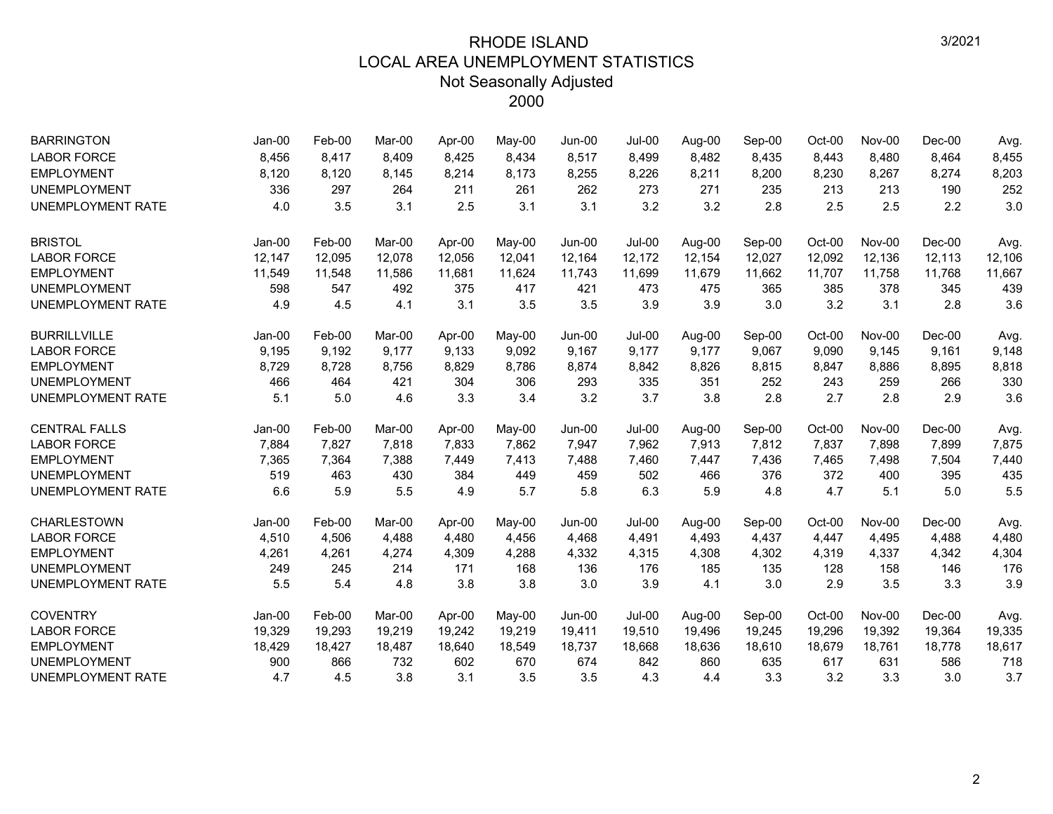# RHODE ISLAND
## LOCAL AREA UNEMPLOYMENT STATISTICS
### Not Seasonally Adjusted
### 2000

3/2021

| BARRINGTON | Jan-00 | Feb-00 | Mar-00 | Apr-00 | May-00 | Jun-00 | Jul-00 | Aug-00 | Sep-00 | Oct-00 | Nov-00 | Dec-00 | Avg. |
|---|---|---|---|---|---|---|---|---|---|---|---|---|---|
| LABOR FORCE | 8,456 | 8,417 | 8,409 | 8,425 | 8,434 | 8,517 | 8,499 | 8,482 | 8,435 | 8,443 | 8,480 | 8,464 | 8,455 |
| EMPLOYMENT | 8,120 | 8,120 | 8,145 | 8,214 | 8,173 | 8,255 | 8,226 | 8,211 | 8,200 | 8,230 | 8,267 | 8,274 | 8,203 |
| UNEMPLOYMENT | 336 | 297 | 264 | 211 | 261 | 262 | 273 | 271 | 235 | 213 | 213 | 190 | 252 |
| UNEMPLOYMENT RATE | 4.0 | 3.5 | 3.1 | 2.5 | 3.1 | 3.1 | 3.2 | 3.2 | 2.8 | 2.5 | 2.5 | 2.2 | 3.0 |

| BRISTOL | Jan-00 | Feb-00 | Mar-00 | Apr-00 | May-00 | Jun-00 | Jul-00 | Aug-00 | Sep-00 | Oct-00 | Nov-00 | Dec-00 | Avg. |
|---|---|---|---|---|---|---|---|---|---|---|---|---|---|
| LABOR FORCE | 12,147 | 12,095 | 12,078 | 12,056 | 12,041 | 12,164 | 12,172 | 12,154 | 12,027 | 12,092 | 12,136 | 12,113 | 12,106 |
| EMPLOYMENT | 11,549 | 11,548 | 11,586 | 11,681 | 11,624 | 11,743 | 11,699 | 11,679 | 11,662 | 11,707 | 11,758 | 11,768 | 11,667 |
| UNEMPLOYMENT | 598 | 547 | 492 | 375 | 417 | 421 | 473 | 475 | 365 | 385 | 378 | 345 | 439 |
| UNEMPLOYMENT RATE | 4.9 | 4.5 | 4.1 | 3.1 | 3.5 | 3.5 | 3.9 | 3.9 | 3.0 | 3.2 | 3.1 | 2.8 | 3.6 |

| BURRILLVILLE | Jan-00 | Feb-00 | Mar-00 | Apr-00 | May-00 | Jun-00 | Jul-00 | Aug-00 | Sep-00 | Oct-00 | Nov-00 | Dec-00 | Avg. |
|---|---|---|---|---|---|---|---|---|---|---|---|---|---|
| LABOR FORCE | 9,195 | 9,192 | 9,177 | 9,133 | 9,092 | 9,167 | 9,177 | 9,177 | 9,067 | 9,090 | 9,145 | 9,161 | 9,148 |
| EMPLOYMENT | 8,729 | 8,728 | 8,756 | 8,829 | 8,786 | 8,874 | 8,842 | 8,826 | 8,815 | 8,847 | 8,886 | 8,895 | 8,818 |
| UNEMPLOYMENT | 466 | 464 | 421 | 304 | 306 | 293 | 335 | 351 | 252 | 243 | 259 | 266 | 330 |
| UNEMPLOYMENT RATE | 5.1 | 5.0 | 4.6 | 3.3 | 3.4 | 3.2 | 3.7 | 3.8 | 2.8 | 2.7 | 2.8 | 2.9 | 3.6 |

| CENTRAL FALLS | Jan-00 | Feb-00 | Mar-00 | Apr-00 | May-00 | Jun-00 | Jul-00 | Aug-00 | Sep-00 | Oct-00 | Nov-00 | Dec-00 | Avg. |
|---|---|---|---|---|---|---|---|---|---|---|---|---|---|
| LABOR FORCE | 7,884 | 7,827 | 7,818 | 7,833 | 7,862 | 7,947 | 7,962 | 7,913 | 7,812 | 7,837 | 7,898 | 7,899 | 7,875 |
| EMPLOYMENT | 7,365 | 7,364 | 7,388 | 7,449 | 7,413 | 7,488 | 7,460 | 7,447 | 7,436 | 7,465 | 7,498 | 7,504 | 7,440 |
| UNEMPLOYMENT | 519 | 463 | 430 | 384 | 449 | 459 | 502 | 466 | 376 | 372 | 400 | 395 | 435 |
| UNEMPLOYMENT RATE | 6.6 | 5.9 | 5.5 | 4.9 | 5.7 | 5.8 | 6.3 | 5.9 | 4.8 | 4.7 | 5.1 | 5.0 | 5.5 |

| CHARLESTOWN | Jan-00 | Feb-00 | Mar-00 | Apr-00 | May-00 | Jun-00 | Jul-00 | Aug-00 | Sep-00 | Oct-00 | Nov-00 | Dec-00 | Avg. |
|---|---|---|---|---|---|---|---|---|---|---|---|---|---|
| LABOR FORCE | 4,510 | 4,506 | 4,488 | 4,480 | 4,456 | 4,468 | 4,491 | 4,493 | 4,437 | 4,447 | 4,495 | 4,488 | 4,480 |
| EMPLOYMENT | 4,261 | 4,261 | 4,274 | 4,309 | 4,288 | 4,332 | 4,315 | 4,308 | 4,302 | 4,319 | 4,337 | 4,342 | 4,304 |
| UNEMPLOYMENT | 249 | 245 | 214 | 171 | 168 | 136 | 176 | 185 | 135 | 128 | 158 | 146 | 176 |
| UNEMPLOYMENT RATE | 5.5 | 5.4 | 4.8 | 3.8 | 3.8 | 3.0 | 3.9 | 4.1 | 3.0 | 2.9 | 3.5 | 3.3 | 3.9 |

| COVENTRY | Jan-00 | Feb-00 | Mar-00 | Apr-00 | May-00 | Jun-00 | Jul-00 | Aug-00 | Sep-00 | Oct-00 | Nov-00 | Dec-00 | Avg. |
|---|---|---|---|---|---|---|---|---|---|---|---|---|---|
| LABOR FORCE | 19,329 | 19,293 | 19,219 | 19,242 | 19,219 | 19,411 | 19,510 | 19,496 | 19,245 | 19,296 | 19,392 | 19,364 | 19,335 |
| EMPLOYMENT | 18,429 | 18,427 | 18,487 | 18,640 | 18,549 | 18,737 | 18,668 | 18,636 | 18,610 | 18,679 | 18,761 | 18,778 | 18,617 |
| UNEMPLOYMENT | 900 | 866 | 732 | 602 | 670 | 674 | 842 | 860 | 635 | 617 | 631 | 586 | 718 |
| UNEMPLOYMENT RATE | 4.7 | 4.5 | 3.8 | 3.1 | 3.5 | 3.5 | 4.3 | 4.4 | 3.3 | 3.2 | 3.3 | 3.0 | 3.7 |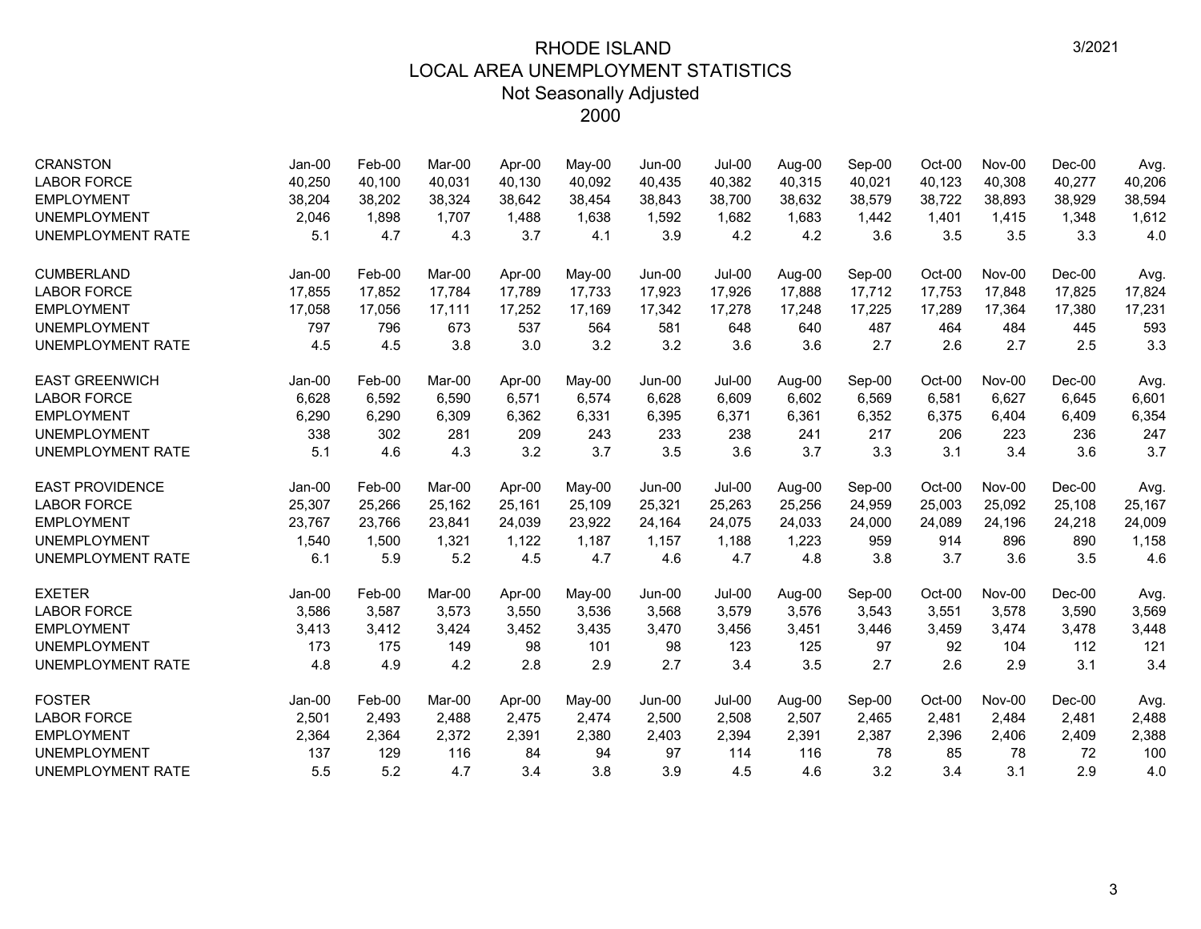# RHODE ISLAND
## LOCAL AREA UNEMPLOYMENT STATISTICS
### Not Seasonally Adjusted
### 2000

3/2021

| CRANSTON | Jan-00 | Feb-00 | Mar-00 | Apr-00 | May-00 | Jun-00 | Jul-00 | Aug-00 | Sep-00 | Oct-00 | Nov-00 | Dec-00 | Avg. |
|---|---|---|---|---|---|---|---|---|---|---|---|---|---|
| LABOR FORCE | 40,250 | 40,100 | 40,031 | 40,130 | 40,092 | 40,435 | 40,382 | 40,315 | 40,021 | 40,123 | 40,308 | 40,277 | 40,206 |
| EMPLOYMENT | 38,204 | 38,202 | 38,324 | 38,642 | 38,454 | 38,843 | 38,700 | 38,632 | 38,579 | 38,722 | 38,893 | 38,929 | 38,594 |
| UNEMPLOYMENT | 2,046 | 1,898 | 1,707 | 1,488 | 1,638 | 1,592 | 1,682 | 1,683 | 1,442 | 1,401 | 1,415 | 1,348 | 1,612 |
| UNEMPLOYMENT RATE | 5.1 | 4.7 | 4.3 | 3.7 | 4.1 | 3.9 | 4.2 | 4.2 | 3.6 | 3.5 | 3.5 | 3.3 | 4.0 |

| CUMBERLAND | Jan-00 | Feb-00 | Mar-00 | Apr-00 | May-00 | Jun-00 | Jul-00 | Aug-00 | Sep-00 | Oct-00 | Nov-00 | Dec-00 | Avg. |
|---|---|---|---|---|---|---|---|---|---|---|---|---|---|
| LABOR FORCE | 17,855 | 17,852 | 17,784 | 17,789 | 17,733 | 17,923 | 17,926 | 17,888 | 17,712 | 17,753 | 17,848 | 17,825 | 17,824 |
| EMPLOYMENT | 17,058 | 17,056 | 17,111 | 17,252 | 17,169 | 17,342 | 17,278 | 17,248 | 17,225 | 17,289 | 17,364 | 17,380 | 17,231 |
| UNEMPLOYMENT | 797 | 796 | 673 | 537 | 564 | 581 | 648 | 640 | 487 | 464 | 484 | 445 | 593 |
| UNEMPLOYMENT RATE | 4.5 | 4.5 | 3.8 | 3.0 | 3.2 | 3.2 | 3.6 | 3.6 | 2.7 | 2.6 | 2.7 | 2.5 | 3.3 |

| EAST GREENWICH | Jan-00 | Feb-00 | Mar-00 | Apr-00 | May-00 | Jun-00 | Jul-00 | Aug-00 | Sep-00 | Oct-00 | Nov-00 | Dec-00 | Avg. |
|---|---|---|---|---|---|---|---|---|---|---|---|---|---|
| LABOR FORCE | 6,628 | 6,592 | 6,590 | 6,571 | 6,574 | 6,628 | 6,609 | 6,602 | 6,569 | 6,581 | 6,627 | 6,645 | 6,601 |
| EMPLOYMENT | 6,290 | 6,290 | 6,309 | 6,362 | 6,331 | 6,395 | 6,371 | 6,361 | 6,352 | 6,375 | 6,404 | 6,409 | 6,354 |
| UNEMPLOYMENT | 338 | 302 | 281 | 209 | 243 | 233 | 238 | 241 | 217 | 206 | 223 | 236 | 247 |
| UNEMPLOYMENT RATE | 5.1 | 4.6 | 4.3 | 3.2 | 3.7 | 3.5 | 3.6 | 3.7 | 3.3 | 3.1 | 3.4 | 3.6 | 3.7 |

| EAST PROVIDENCE | Jan-00 | Feb-00 | Mar-00 | Apr-00 | May-00 | Jun-00 | Jul-00 | Aug-00 | Sep-00 | Oct-00 | Nov-00 | Dec-00 | Avg. |
|---|---|---|---|---|---|---|---|---|---|---|---|---|---|
| LABOR FORCE | 25,307 | 25,266 | 25,162 | 25,161 | 25,109 | 25,321 | 25,263 | 25,256 | 24,959 | 25,003 | 25,092 | 25,108 | 25,167 |
| EMPLOYMENT | 23,767 | 23,766 | 23,841 | 24,039 | 23,922 | 24,164 | 24,075 | 24,033 | 24,000 | 24,089 | 24,196 | 24,218 | 24,009 |
| UNEMPLOYMENT | 1,540 | 1,500 | 1,321 | 1,122 | 1,187 | 1,157 | 1,188 | 1,223 | 959 | 914 | 896 | 890 | 1,158 |
| UNEMPLOYMENT RATE | 6.1 | 5.9 | 5.2 | 4.5 | 4.7 | 4.6 | 4.7 | 4.8 | 3.8 | 3.7 | 3.6 | 3.5 | 4.6 |

| EXETER | Jan-00 | Feb-00 | Mar-00 | Apr-00 | May-00 | Jun-00 | Jul-00 | Aug-00 | Sep-00 | Oct-00 | Nov-00 | Dec-00 | Avg. |
|---|---|---|---|---|---|---|---|---|---|---|---|---|---|
| LABOR FORCE | 3,586 | 3,587 | 3,573 | 3,550 | 3,536 | 3,568 | 3,579 | 3,576 | 3,543 | 3,551 | 3,578 | 3,590 | 3,569 |
| EMPLOYMENT | 3,413 | 3,412 | 3,424 | 3,452 | 3,435 | 3,470 | 3,456 | 3,451 | 3,446 | 3,459 | 3,474 | 3,478 | 3,448 |
| UNEMPLOYMENT | 173 | 175 | 149 | 98 | 101 | 98 | 123 | 125 | 97 | 92 | 104 | 112 | 121 |
| UNEMPLOYMENT RATE | 4.8 | 4.9 | 4.2 | 2.8 | 2.9 | 2.7 | 3.4 | 3.5 | 2.7 | 2.6 | 2.9 | 3.1 | 3.4 |

| FOSTER | Jan-00 | Feb-00 | Mar-00 | Apr-00 | May-00 | Jun-00 | Jul-00 | Aug-00 | Sep-00 | Oct-00 | Nov-00 | Dec-00 | Avg. |
|---|---|---|---|---|---|---|---|---|---|---|---|---|---|
| LABOR FORCE | 2,501 | 2,493 | 2,488 | 2,475 | 2,474 | 2,500 | 2,508 | 2,507 | 2,465 | 2,481 | 2,484 | 2,481 | 2,488 |
| EMPLOYMENT | 2,364 | 2,364 | 2,372 | 2,391 | 2,380 | 2,403 | 2,394 | 2,391 | 2,387 | 2,396 | 2,406 | 2,409 | 2,388 |
| UNEMPLOYMENT | 137 | 129 | 116 | 84 | 94 | 97 | 114 | 116 | 78 | 85 | 78 | 72 | 100 |
| UNEMPLOYMENT RATE | 5.5 | 5.2 | 4.7 | 3.4 | 3.8 | 3.9 | 4.5 | 4.6 | 3.2 | 3.4 | 3.1 | 2.9 | 4.0 |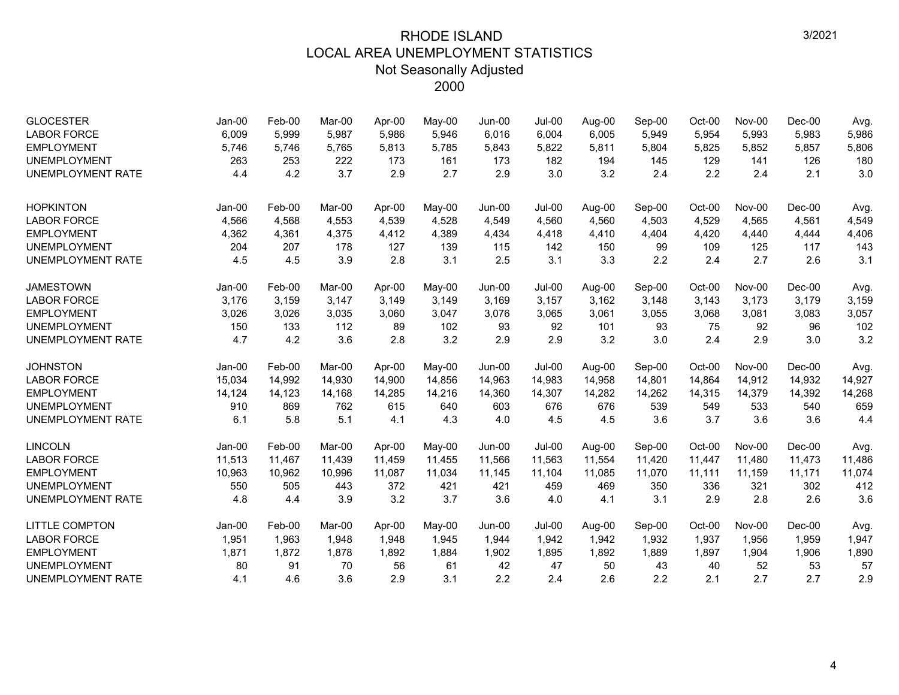# RHODE ISLAND
## LOCAL AREA UNEMPLOYMENT STATISTICS
### Not Seasonally Adjusted
### 2000

3/2021

| GLOCESTER | Jan-00 | Feb-00 | Mar-00 | Apr-00 | May-00 | Jun-00 | Jul-00 | Aug-00 | Sep-00 | Oct-00 | Nov-00 | Dec-00 | Avg. |
|---|---|---|---|---|---|---|---|---|---|---|---|---|---|
| LABOR FORCE | 6,009 | 5,999 | 5,987 | 5,986 | 5,946 | 6,016 | 6,004 | 6,005 | 5,949 | 5,954 | 5,993 | 5,983 | 5,986 |
| EMPLOYMENT | 5,746 | 5,746 | 5,765 | 5,813 | 5,785 | 5,843 | 5,822 | 5,811 | 5,804 | 5,825 | 5,852 | 5,857 | 5,806 |
| UNEMPLOYMENT | 263 | 253 | 222 | 173 | 161 | 173 | 182 | 194 | 145 | 129 | 141 | 126 | 180 |
| UNEMPLOYMENT RATE | 4.4 | 4.2 | 3.7 | 2.9 | 2.7 | 2.9 | 3.0 | 3.2 | 2.4 | 2.2 | 2.4 | 2.1 | 3.0 |

| HOPKINTON | Jan-00 | Feb-00 | Mar-00 | Apr-00 | May-00 | Jun-00 | Jul-00 | Aug-00 | Sep-00 | Oct-00 | Nov-00 | Dec-00 | Avg. |
|---|---|---|---|---|---|---|---|---|---|---|---|---|---|
| LABOR FORCE | 4,566 | 4,568 | 4,553 | 4,539 | 4,528 | 4,549 | 4,560 | 4,560 | 4,503 | 4,529 | 4,565 | 4,561 | 4,549 |
| EMPLOYMENT | 4,362 | 4,361 | 4,375 | 4,412 | 4,389 | 4,434 | 4,418 | 4,410 | 4,404 | 4,420 | 4,440 | 4,444 | 4,406 |
| UNEMPLOYMENT | 204 | 207 | 178 | 127 | 139 | 115 | 142 | 150 | 99 | 109 | 125 | 117 | 143 |
| UNEMPLOYMENT RATE | 4.5 | 4.5 | 3.9 | 2.8 | 3.1 | 2.5 | 3.1 | 3.3 | 2.2 | 2.4 | 2.7 | 2.6 | 3.1 |

| JAMESTOWN | Jan-00 | Feb-00 | Mar-00 | Apr-00 | May-00 | Jun-00 | Jul-00 | Aug-00 | Sep-00 | Oct-00 | Nov-00 | Dec-00 | Avg. |
|---|---|---|---|---|---|---|---|---|---|---|---|---|---|
| LABOR FORCE | 3,176 | 3,159 | 3,147 | 3,149 | 3,149 | 3,169 | 3,157 | 3,162 | 3,148 | 3,143 | 3,173 | 3,179 | 3,159 |
| EMPLOYMENT | 3,026 | 3,026 | 3,035 | 3,060 | 3,047 | 3,076 | 3,065 | 3,061 | 3,055 | 3,068 | 3,081 | 3,083 | 3,057 |
| UNEMPLOYMENT | 150 | 133 | 112 | 89 | 102 | 93 | 92 | 101 | 93 | 75 | 92 | 96 | 102 |
| UNEMPLOYMENT RATE | 4.7 | 4.2 | 3.6 | 2.8 | 3.2 | 2.9 | 2.9 | 3.2 | 3.0 | 2.4 | 2.9 | 3.0 | 3.2 |

| JOHNSTON | Jan-00 | Feb-00 | Mar-00 | Apr-00 | May-00 | Jun-00 | Jul-00 | Aug-00 | Sep-00 | Oct-00 | Nov-00 | Dec-00 | Avg. |
|---|---|---|---|---|---|---|---|---|---|---|---|---|---|
| LABOR FORCE | 15,034 | 14,992 | 14,930 | 14,900 | 14,856 | 14,963 | 14,983 | 14,958 | 14,801 | 14,864 | 14,912 | 14,932 | 14,927 |
| EMPLOYMENT | 14,124 | 14,123 | 14,168 | 14,285 | 14,216 | 14,360 | 14,307 | 14,282 | 14,262 | 14,315 | 14,379 | 14,392 | 14,268 |
| UNEMPLOYMENT | 910 | 869 | 762 | 615 | 640 | 603 | 676 | 676 | 539 | 549 | 533 | 540 | 659 |
| UNEMPLOYMENT RATE | 6.1 | 5.8 | 5.1 | 4.1 | 4.3 | 4.0 | 4.5 | 4.5 | 3.6 | 3.7 | 3.6 | 3.6 | 4.4 |

| LINCOLN | Jan-00 | Feb-00 | Mar-00 | Apr-00 | May-00 | Jun-00 | Jul-00 | Aug-00 | Sep-00 | Oct-00 | Nov-00 | Dec-00 | Avg. |
|---|---|---|---|---|---|---|---|---|---|---|---|---|---|
| LABOR FORCE | 11,513 | 11,467 | 11,439 | 11,459 | 11,455 | 11,566 | 11,563 | 11,554 | 11,420 | 11,447 | 11,480 | 11,473 | 11,486 |
| EMPLOYMENT | 10,963 | 10,962 | 10,996 | 11,087 | 11,034 | 11,145 | 11,104 | 11,085 | 11,070 | 11,111 | 11,159 | 11,171 | 11,074 |
| UNEMPLOYMENT | 550 | 505 | 443 | 372 | 421 | 421 | 459 | 469 | 350 | 336 | 321 | 302 | 412 |
| UNEMPLOYMENT RATE | 4.8 | 4.4 | 3.9 | 3.2 | 3.7 | 3.6 | 4.0 | 4.1 | 3.1 | 2.9 | 2.8 | 2.6 | 3.6 |

| LITTLE COMPTON | Jan-00 | Feb-00 | Mar-00 | Apr-00 | May-00 | Jun-00 | Jul-00 | Aug-00 | Sep-00 | Oct-00 | Nov-00 | Dec-00 | Avg. |
|---|---|---|---|---|---|---|---|---|---|---|---|---|---|
| LABOR FORCE | 1,951 | 1,963 | 1,948 | 1,948 | 1,945 | 1,944 | 1,942 | 1,942 | 1,932 | 1,937 | 1,956 | 1,959 | 1,947 |
| EMPLOYMENT | 1,871 | 1,872 | 1,878 | 1,892 | 1,884 | 1,902 | 1,895 | 1,892 | 1,889 | 1,897 | 1,904 | 1,906 | 1,890 |
| UNEMPLOYMENT | 80 | 91 | 70 | 56 | 61 | 42 | 47 | 50 | 43 | 40 | 52 | 53 | 57 |
| UNEMPLOYMENT RATE | 4.1 | 4.6 | 3.6 | 2.9 | 3.1 | 2.2 | 2.4 | 2.6 | 2.2 | 2.1 | 2.7 | 2.7 | 2.9 |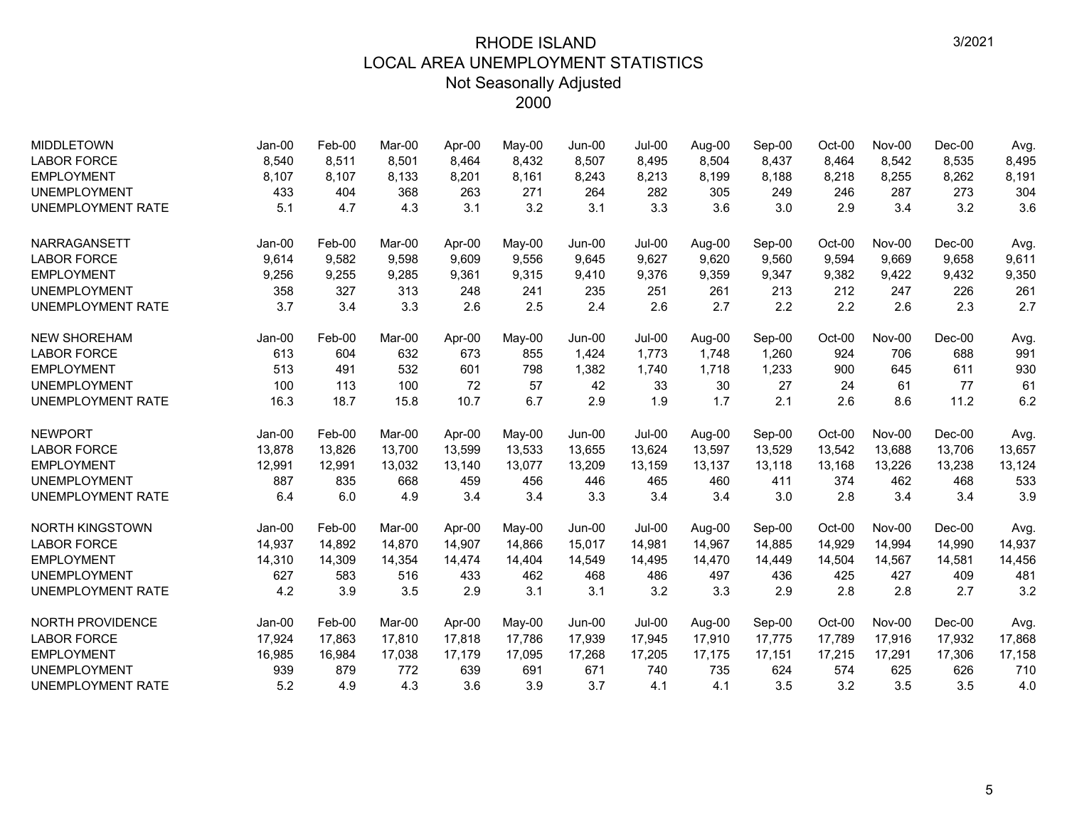# RHODE ISLAND
## LOCAL AREA UNEMPLOYMENT STATISTICS
### Not Seasonally Adjusted
### 2000

3/2021

| MIDDLETOWN | Jan-00 | Feb-00 | Mar-00 | Apr-00 | May-00 | Jun-00 | Jul-00 | Aug-00 | Sep-00 | Oct-00 | Nov-00 | Dec-00 | Avg. |
|---|---|---|---|---|---|---|---|---|---|---|---|---|---|
| LABOR FORCE | 8,540 | 8,511 | 8,501 | 8,464 | 8,432 | 8,507 | 8,495 | 8,504 | 8,437 | 8,464 | 8,542 | 8,535 | 8,495 |
| EMPLOYMENT | 8,107 | 8,107 | 8,133 | 8,201 | 8,161 | 8,243 | 8,213 | 8,199 | 8,188 | 8,218 | 8,255 | 8,262 | 8,191 |
| UNEMPLOYMENT | 433 | 404 | 368 | 263 | 271 | 264 | 282 | 305 | 249 | 246 | 287 | 273 | 304 |
| UNEMPLOYMENT RATE | 5.1 | 4.7 | 4.3 | 3.1 | 3.2 | 3.1 | 3.3 | 3.6 | 3.0 | 2.9 | 3.4 | 3.2 | 3.6 |

| NARRAGANSETT | Jan-00 | Feb-00 | Mar-00 | Apr-00 | May-00 | Jun-00 | Jul-00 | Aug-00 | Sep-00 | Oct-00 | Nov-00 | Dec-00 | Avg. |
|---|---|---|---|---|---|---|---|---|---|---|---|---|---|
| LABOR FORCE | 9,614 | 9,582 | 9,598 | 9,609 | 9,556 | 9,645 | 9,627 | 9,620 | 9,560 | 9,594 | 9,669 | 9,658 | 9,611 |
| EMPLOYMENT | 9,256 | 9,255 | 9,285 | 9,361 | 9,315 | 9,410 | 9,376 | 9,359 | 9,347 | 9,382 | 9,422 | 9,432 | 9,350 |
| UNEMPLOYMENT | 358 | 327 | 313 | 248 | 241 | 235 | 251 | 261 | 213 | 212 | 247 | 226 | 261 |
| UNEMPLOYMENT RATE | 3.7 | 3.4 | 3.3 | 2.6 | 2.5 | 2.4 | 2.6 | 2.7 | 2.2 | 2.2 | 2.6 | 2.3 | 2.7 |

| NEW SHOREHAM | Jan-00 | Feb-00 | Mar-00 | Apr-00 | May-00 | Jun-00 | Jul-00 | Aug-00 | Sep-00 | Oct-00 | Nov-00 | Dec-00 | Avg. |
|---|---|---|---|---|---|---|---|---|---|---|---|---|---|
| LABOR FORCE | 613 | 604 | 632 | 673 | 855 | 1,424 | 1,773 | 1,748 | 1,260 | 924 | 706 | 688 | 991 |
| EMPLOYMENT | 513 | 491 | 532 | 601 | 798 | 1,382 | 1,740 | 1,718 | 1,233 | 900 | 645 | 611 | 930 |
| UNEMPLOYMENT | 100 | 113 | 100 | 72 | 57 | 42 | 33 | 30 | 27 | 24 | 61 | 77 | 61 |
| UNEMPLOYMENT RATE | 16.3 | 18.7 | 15.8 | 10.7 | 6.7 | 2.9 | 1.9 | 1.7 | 2.1 | 2.6 | 8.6 | 11.2 | 6.2 |

| NEWPORT | Jan-00 | Feb-00 | Mar-00 | Apr-00 | May-00 | Jun-00 | Jul-00 | Aug-00 | Sep-00 | Oct-00 | Nov-00 | Dec-00 | Avg. |
|---|---|---|---|---|---|---|---|---|---|---|---|---|---|
| LABOR FORCE | 13,878 | 13,826 | 13,700 | 13,599 | 13,533 | 13,655 | 13,624 | 13,597 | 13,529 | 13,542 | 13,688 | 13,706 | 13,657 |
| EMPLOYMENT | 12,991 | 12,991 | 13,032 | 13,140 | 13,077 | 13,209 | 13,159 | 13,137 | 13,118 | 13,168 | 13,226 | 13,238 | 13,124 |
| UNEMPLOYMENT | 887 | 835 | 668 | 459 | 456 | 446 | 465 | 460 | 411 | 374 | 462 | 468 | 533 |
| UNEMPLOYMENT RATE | 6.4 | 6.0 | 4.9 | 3.4 | 3.4 | 3.3 | 3.4 | 3.4 | 3.0 | 2.8 | 3.4 | 3.4 | 3.9 |

| NORTH KINGSTOWN | Jan-00 | Feb-00 | Mar-00 | Apr-00 | May-00 | Jun-00 | Jul-00 | Aug-00 | Sep-00 | Oct-00 | Nov-00 | Dec-00 | Avg. |
|---|---|---|---|---|---|---|---|---|---|---|---|---|---|
| LABOR FORCE | 14,937 | 14,892 | 14,870 | 14,907 | 14,866 | 15,017 | 14,981 | 14,967 | 14,885 | 14,929 | 14,994 | 14,990 | 14,937 |
| EMPLOYMENT | 14,310 | 14,309 | 14,354 | 14,474 | 14,404 | 14,549 | 14,495 | 14,470 | 14,449 | 14,504 | 14,567 | 14,581 | 14,456 |
| UNEMPLOYMENT | 627 | 583 | 516 | 433 | 462 | 468 | 486 | 497 | 436 | 425 | 427 | 409 | 481 |
| UNEMPLOYMENT RATE | 4.2 | 3.9 | 3.5 | 2.9 | 3.1 | 3.1 | 3.2 | 3.3 | 2.9 | 2.8 | 2.8 | 2.7 | 3.2 |

| NORTH PROVIDENCE | Jan-00 | Feb-00 | Mar-00 | Apr-00 | May-00 | Jun-00 | Jul-00 | Aug-00 | Sep-00 | Oct-00 | Nov-00 | Dec-00 | Avg. |
|---|---|---|---|---|---|---|---|---|---|---|---|---|---|
| LABOR FORCE | 17,924 | 17,863 | 17,810 | 17,818 | 17,786 | 17,939 | 17,945 | 17,910 | 17,775 | 17,789 | 17,916 | 17,932 | 17,868 |
| EMPLOYMENT | 16,985 | 16,984 | 17,038 | 17,179 | 17,095 | 17,268 | 17,205 | 17,175 | 17,151 | 17,215 | 17,291 | 17,306 | 17,158 |
| UNEMPLOYMENT | 939 | 879 | 772 | 639 | 691 | 671 | 740 | 735 | 624 | 574 | 625 | 626 | 710 |
| UNEMPLOYMENT RATE | 5.2 | 4.9 | 4.3 | 3.6 | 3.9 | 3.7 | 4.1 | 4.1 | 3.5 | 3.2 | 3.5 | 3.5 | 4.0 |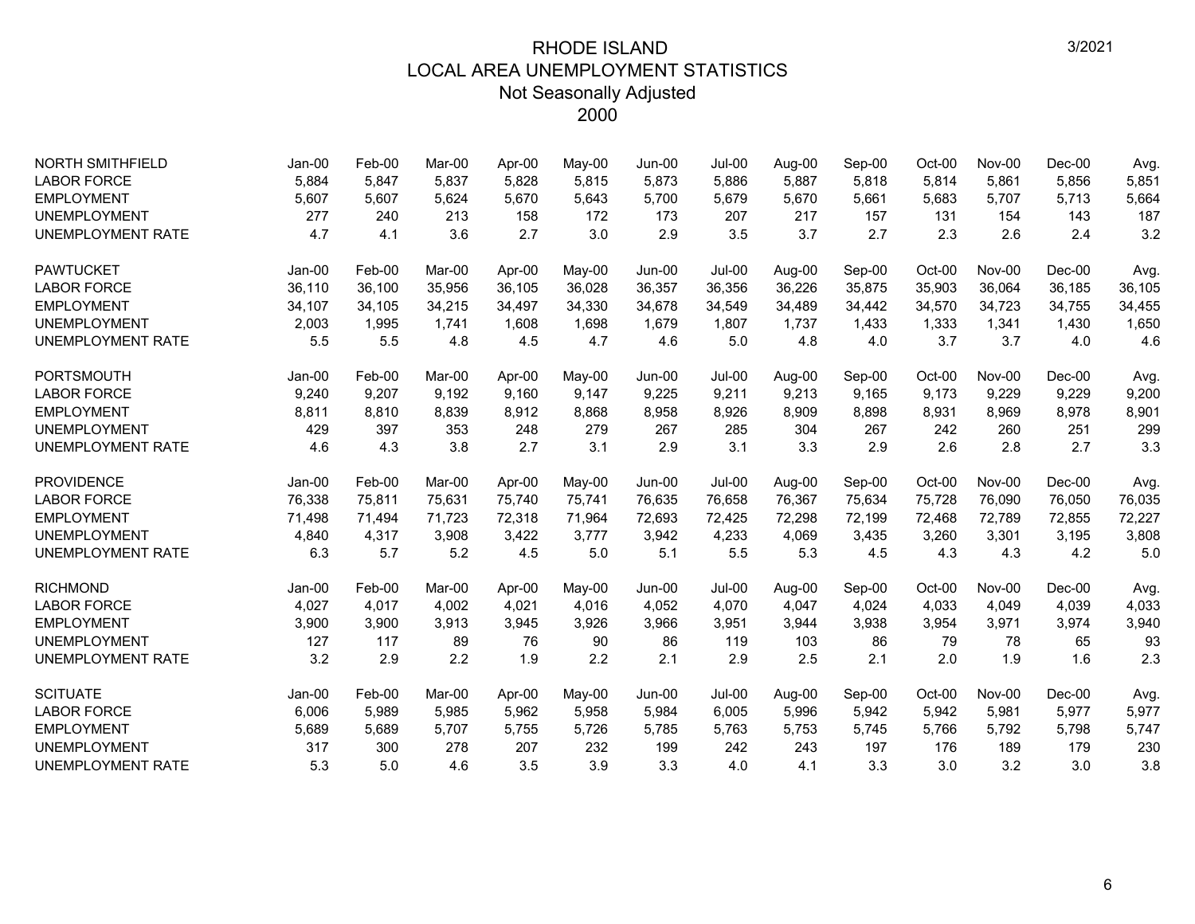# RHODE ISLAND
## LOCAL AREA UNEMPLOYMENT STATISTICS
### Not Seasonally Adjusted
### 2000

3/2021

| NORTH SMITHFIELD | Jan-00 | Feb-00 | Mar-00 | Apr-00 | May-00 | Jun-00 | Jul-00 | Aug-00 | Sep-00 | Oct-00 | Nov-00 | Dec-00 | Avg. |
|---|---|---|---|---|---|---|---|---|---|---|---|---|---|
| LABOR FORCE | 5,884 | 5,847 | 5,837 | 5,828 | 5,815 | 5,873 | 5,886 | 5,887 | 5,818 | 5,814 | 5,861 | 5,856 | 5,851 |
| EMPLOYMENT | 5,607 | 5,607 | 5,624 | 5,670 | 5,643 | 5,700 | 5,679 | 5,670 | 5,661 | 5,683 | 5,707 | 5,713 | 5,664 |
| UNEMPLOYMENT | 277 | 240 | 213 | 158 | 172 | 173 | 207 | 217 | 157 | 131 | 154 | 143 | 187 |
| UNEMPLOYMENT RATE | 4.7 | 4.1 | 3.6 | 2.7 | 3.0 | 2.9 | 3.5 | 3.7 | 2.7 | 2.3 | 2.6 | 2.4 | 3.2 |

| PAWTUCKET | Jan-00 | Feb-00 | Mar-00 | Apr-00 | May-00 | Jun-00 | Jul-00 | Aug-00 | Sep-00 | Oct-00 | Nov-00 | Dec-00 | Avg. |
|---|---|---|---|---|---|---|---|---|---|---|---|---|---|
| LABOR FORCE | 36,110 | 36,100 | 35,956 | 36,105 | 36,028 | 36,357 | 36,356 | 36,226 | 35,875 | 35,903 | 36,064 | 36,185 | 36,105 |
| EMPLOYMENT | 34,107 | 34,105 | 34,215 | 34,497 | 34,330 | 34,678 | 34,549 | 34,489 | 34,442 | 34,570 | 34,723 | 34,755 | 34,455 |
| UNEMPLOYMENT | 2,003 | 1,995 | 1,741 | 1,608 | 1,698 | 1,679 | 1,807 | 1,737 | 1,433 | 1,333 | 1,341 | 1,430 | 1,650 |
| UNEMPLOYMENT RATE | 5.5 | 5.5 | 4.8 | 4.5 | 4.7 | 4.6 | 5.0 | 4.8 | 4.0 | 3.7 | 3.7 | 4.0 | 4.6 |

| PORTSMOUTH | Jan-00 | Feb-00 | Mar-00 | Apr-00 | May-00 | Jun-00 | Jul-00 | Aug-00 | Sep-00 | Oct-00 | Nov-00 | Dec-00 | Avg. |
|---|---|---|---|---|---|---|---|---|---|---|---|---|---|
| LABOR FORCE | 9,240 | 9,207 | 9,192 | 9,160 | 9,147 | 9,225 | 9,211 | 9,213 | 9,165 | 9,173 | 9,229 | 9,229 | 9,200 |
| EMPLOYMENT | 8,811 | 8,810 | 8,839 | 8,912 | 8,868 | 8,958 | 8,926 | 8,909 | 8,898 | 8,931 | 8,969 | 8,978 | 8,901 |
| UNEMPLOYMENT | 429 | 397 | 353 | 248 | 279 | 267 | 285 | 304 | 267 | 242 | 260 | 251 | 299 |
| UNEMPLOYMENT RATE | 4.6 | 4.3 | 3.8 | 2.7 | 3.1 | 2.9 | 3.1 | 3.3 | 2.9 | 2.6 | 2.8 | 2.7 | 3.3 |

| PROVIDENCE | Jan-00 | Feb-00 | Mar-00 | Apr-00 | May-00 | Jun-00 | Jul-00 | Aug-00 | Sep-00 | Oct-00 | Nov-00 | Dec-00 | Avg. |
|---|---|---|---|---|---|---|---|---|---|---|---|---|---|
| LABOR FORCE | 76,338 | 75,811 | 75,631 | 75,740 | 75,741 | 76,635 | 76,658 | 76,367 | 75,634 | 75,728 | 76,090 | 76,050 | 76,035 |
| EMPLOYMENT | 71,498 | 71,494 | 71,723 | 72,318 | 71,964 | 72,693 | 72,425 | 72,298 | 72,199 | 72,468 | 72,789 | 72,855 | 72,227 |
| UNEMPLOYMENT | 4,840 | 4,317 | 3,908 | 3,422 | 3,777 | 3,942 | 4,233 | 4,069 | 3,435 | 3,260 | 3,301 | 3,195 | 3,808 |
| UNEMPLOYMENT RATE | 6.3 | 5.7 | 5.2 | 4.5 | 5.0 | 5.1 | 5.5 | 5.3 | 4.5 | 4.3 | 4.3 | 4.2 | 5.0 |

| RICHMOND | Jan-00 | Feb-00 | Mar-00 | Apr-00 | May-00 | Jun-00 | Jul-00 | Aug-00 | Sep-00 | Oct-00 | Nov-00 | Dec-00 | Avg. |
|---|---|---|---|---|---|---|---|---|---|---|---|---|---|
| LABOR FORCE | 4,027 | 4,017 | 4,002 | 4,021 | 4,016 | 4,052 | 4,070 | 4,047 | 4,024 | 4,033 | 4,049 | 4,039 | 4,033 |
| EMPLOYMENT | 3,900 | 3,900 | 3,913 | 3,945 | 3,926 | 3,966 | 3,951 | 3,944 | 3,938 | 3,954 | 3,971 | 3,974 | 3,940 |
| UNEMPLOYMENT | 127 | 117 | 89 | 76 | 90 | 86 | 119 | 103 | 86 | 79 | 78 | 65 | 93 |
| UNEMPLOYMENT RATE | 3.2 | 2.9 | 2.2 | 1.9 | 2.2 | 2.1 | 2.9 | 2.5 | 2.1 | 2.0 | 1.9 | 1.6 | 2.3 |

| SCITUATE | Jan-00 | Feb-00 | Mar-00 | Apr-00 | May-00 | Jun-00 | Jul-00 | Aug-00 | Sep-00 | Oct-00 | Nov-00 | Dec-00 | Avg. |
|---|---|---|---|---|---|---|---|---|---|---|---|---|---|
| LABOR FORCE | 6,006 | 5,989 | 5,985 | 5,962 | 5,958 | 5,984 | 6,005 | 5,996 | 5,942 | 5,942 | 5,981 | 5,977 | 5,977 |
| EMPLOYMENT | 5,689 | 5,689 | 5,707 | 5,755 | 5,726 | 5,785 | 5,763 | 5,753 | 5,745 | 5,766 | 5,792 | 5,798 | 5,747 |
| UNEMPLOYMENT | 317 | 300 | 278 | 207 | 232 | 199 | 242 | 243 | 197 | 176 | 189 | 179 | 230 |
| UNEMPLOYMENT RATE | 5.3 | 5.0 | 4.6 | 3.5 | 3.9 | 3.3 | 4.0 | 4.1 | 3.3 | 3.0 | 3.2 | 3.0 | 3.8 |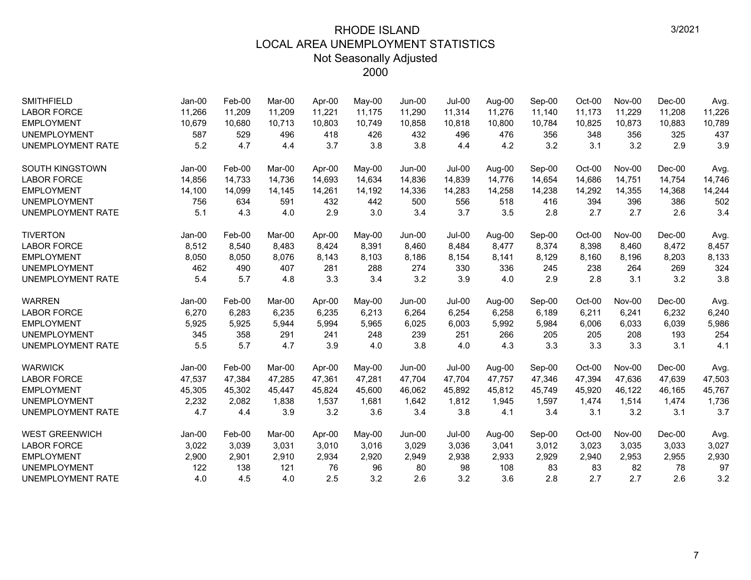# RHODE ISLAND
## LOCAL AREA UNEMPLOYMENT STATISTICS
### Not Seasonally Adjusted
### 2000

3/2021

| SMITHFIELD | Jan-00 | Feb-00 | Mar-00 | Apr-00 | May-00 | Jun-00 | Jul-00 | Aug-00 | Sep-00 | Oct-00 | Nov-00 | Dec-00 | Avg. |
|---|---|---|---|---|---|---|---|---|---|---|---|---|---|
| LABOR FORCE | 11,266 | 11,209 | 11,209 | 11,221 | 11,175 | 11,290 | 11,314 | 11,276 | 11,140 | 11,173 | 11,229 | 11,208 | 11,226 |
| EMPLOYMENT | 10,679 | 10,680 | 10,713 | 10,803 | 10,749 | 10,858 | 10,818 | 10,800 | 10,784 | 10,825 | 10,873 | 10,883 | 10,789 |
| UNEMPLOYMENT | 587 | 529 | 496 | 418 | 426 | 432 | 496 | 476 | 356 | 348 | 356 | 325 | 437 |
| UNEMPLOYMENT RATE | 5.2 | 4.7 | 4.4 | 3.7 | 3.8 | 3.8 | 4.4 | 4.2 | 3.2 | 3.1 | 3.2 | 2.9 | 3.9 |

| SOUTH KINGSTOWN | Jan-00 | Feb-00 | Mar-00 | Apr-00 | May-00 | Jun-00 | Jul-00 | Aug-00 | Sep-00 | Oct-00 | Nov-00 | Dec-00 | Avg. |
|---|---|---|---|---|---|---|---|---|---|---|---|---|---|
| LABOR FORCE | 14,856 | 14,733 | 14,736 | 14,693 | 14,634 | 14,836 | 14,839 | 14,776 | 14,654 | 14,686 | 14,751 | 14,754 | 14,746 |
| EMPLOYMENT | 14,100 | 14,099 | 14,145 | 14,261 | 14,192 | 14,336 | 14,283 | 14,258 | 14,238 | 14,292 | 14,355 | 14,368 | 14,244 |
| UNEMPLOYMENT | 756 | 634 | 591 | 432 | 442 | 500 | 556 | 518 | 416 | 394 | 396 | 386 | 502 |
| UNEMPLOYMENT RATE | 5.1 | 4.3 | 4.0 | 2.9 | 3.0 | 3.4 | 3.7 | 3.5 | 2.8 | 2.7 | 2.7 | 2.6 | 3.4 |

| TIVERTON | Jan-00 | Feb-00 | Mar-00 | Apr-00 | May-00 | Jun-00 | Jul-00 | Aug-00 | Sep-00 | Oct-00 | Nov-00 | Dec-00 | Avg. |
|---|---|---|---|---|---|---|---|---|---|---|---|---|---|
| LABOR FORCE | 8,512 | 8,540 | 8,483 | 8,424 | 8,391 | 8,460 | 8,484 | 8,477 | 8,374 | 8,398 | 8,460 | 8,472 | 8,457 |
| EMPLOYMENT | 8,050 | 8,050 | 8,076 | 8,143 | 8,103 | 8,186 | 8,154 | 8,141 | 8,129 | 8,160 | 8,196 | 8,203 | 8,133 |
| UNEMPLOYMENT | 462 | 490 | 407 | 281 | 288 | 274 | 330 | 336 | 245 | 238 | 264 | 269 | 324 |
| UNEMPLOYMENT RATE | 5.4 | 5.7 | 4.8 | 3.3 | 3.4 | 3.2 | 3.9 | 4.0 | 2.9 | 2.8 | 3.1 | 3.2 | 3.8 |

| WARREN | Jan-00 | Feb-00 | Mar-00 | Apr-00 | May-00 | Jun-00 | Jul-00 | Aug-00 | Sep-00 | Oct-00 | Nov-00 | Dec-00 | Avg. |
|---|---|---|---|---|---|---|---|---|---|---|---|---|---|
| LABOR FORCE | 6,270 | 6,283 | 6,235 | 6,235 | 6,213 | 6,264 | 6,254 | 6,258 | 6,189 | 6,211 | 6,241 | 6,232 | 6,240 |
| EMPLOYMENT | 5,925 | 5,925 | 5,944 | 5,994 | 5,965 | 6,025 | 6,003 | 5,992 | 5,984 | 6,006 | 6,033 | 6,039 | 5,986 |
| UNEMPLOYMENT | 345 | 358 | 291 | 241 | 248 | 239 | 251 | 266 | 205 | 205 | 208 | 193 | 254 |
| UNEMPLOYMENT RATE | 5.5 | 5.7 | 4.7 | 3.9 | 4.0 | 3.8 | 4.0 | 4.3 | 3.3 | 3.3 | 3.3 | 3.1 | 4.1 |

| WARWICK | Jan-00 | Feb-00 | Mar-00 | Apr-00 | May-00 | Jun-00 | Jul-00 | Aug-00 | Sep-00 | Oct-00 | Nov-00 | Dec-00 | Avg. |
|---|---|---|---|---|---|---|---|---|---|---|---|---|---|
| LABOR FORCE | 47,537 | 47,384 | 47,285 | 47,361 | 47,281 | 47,704 | 47,704 | 47,757 | 47,346 | 47,394 | 47,636 | 47,639 | 47,503 |
| EMPLOYMENT | 45,305 | 45,302 | 45,447 | 45,824 | 45,600 | 46,062 | 45,892 | 45,812 | 45,749 | 45,920 | 46,122 | 46,165 | 45,767 |
| UNEMPLOYMENT | 2,232 | 2,082 | 1,838 | 1,537 | 1,681 | 1,642 | 1,812 | 1,945 | 1,597 | 1,474 | 1,514 | 1,474 | 1,736 |
| UNEMPLOYMENT RATE | 4.7 | 4.4 | 3.9 | 3.2 | 3.6 | 3.4 | 3.8 | 4.1 | 3.4 | 3.1 | 3.2 | 3.1 | 3.7 |

| WEST GREENWICH | Jan-00 | Feb-00 | Mar-00 | Apr-00 | May-00 | Jun-00 | Jul-00 | Aug-00 | Sep-00 | Oct-00 | Nov-00 | Dec-00 | Avg. |
|---|---|---|---|---|---|---|---|---|---|---|---|---|---|
| LABOR FORCE | 3,022 | 3,039 | 3,031 | 3,010 | 3,016 | 3,029 | 3,036 | 3,041 | 3,012 | 3,023 | 3,035 | 3,033 | 3,027 |
| EMPLOYMENT | 2,900 | 2,901 | 2,910 | 2,934 | 2,920 | 2,949 | 2,938 | 2,933 | 2,929 | 2,940 | 2,953 | 2,955 | 2,930 |
| UNEMPLOYMENT | 122 | 138 | 121 | 76 | 96 | 80 | 98 | 108 | 83 | 83 | 82 | 78 | 97 |
| UNEMPLOYMENT RATE | 4.0 | 4.5 | 4.0 | 2.5 | 3.2 | 2.6 | 3.2 | 3.6 | 2.8 | 2.7 | 2.7 | 2.6 | 3.2 |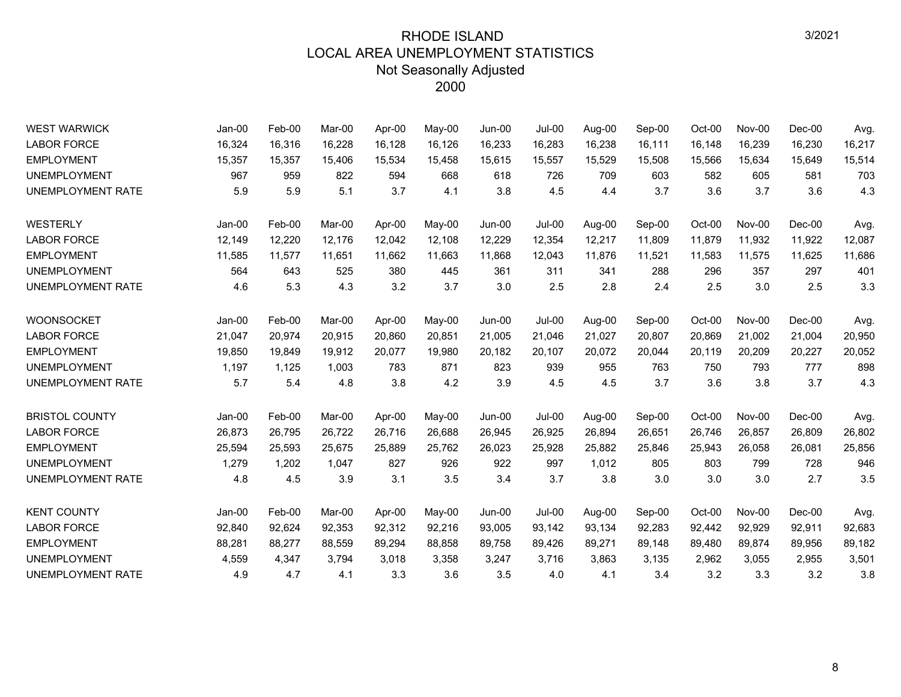# RHODE ISLAND
## LOCAL AREA UNEMPLOYMENT STATISTICS
### Not Seasonally Adjusted
### 2000

3/2021

| WEST WARWICK | Jan-00 | Feb-00 | Mar-00 | Apr-00 | May-00 | Jun-00 | Jul-00 | Aug-00 | Sep-00 | Oct-00 | Nov-00 | Dec-00 | Avg. |
|---|---|---|---|---|---|---|---|---|---|---|---|---|---|
| LABOR FORCE | 16,324 | 16,316 | 16,228 | 16,128 | 16,126 | 16,233 | 16,283 | 16,238 | 16,111 | 16,148 | 16,239 | 16,230 | 16,217 |
| EMPLOYMENT | 15,357 | 15,357 | 15,406 | 15,534 | 15,458 | 15,615 | 15,557 | 15,529 | 15,508 | 15,566 | 15,634 | 15,649 | 15,514 |
| UNEMPLOYMENT | 967 | 959 | 822 | 594 | 668 | 618 | 726 | 709 | 603 | 582 | 605 | 581 | 703 |
| UNEMPLOYMENT RATE | 5.9 | 5.9 | 5.1 | 3.7 | 4.1 | 3.8 | 4.5 | 4.4 | 3.7 | 3.6 | 3.7 | 3.6 | 4.3 |

| WESTERLY | Jan-00 | Feb-00 | Mar-00 | Apr-00 | May-00 | Jun-00 | Jul-00 | Aug-00 | Sep-00 | Oct-00 | Nov-00 | Dec-00 | Avg. |
|---|---|---|---|---|---|---|---|---|---|---|---|---|---|
| LABOR FORCE | 12,149 | 12,220 | 12,176 | 12,042 | 12,108 | 12,229 | 12,354 | 12,217 | 11,809 | 11,879 | 11,932 | 11,922 | 12,087 |
| EMPLOYMENT | 11,585 | 11,577 | 11,651 | 11,662 | 11,663 | 11,868 | 12,043 | 11,876 | 11,521 | 11,583 | 11,575 | 11,625 | 11,686 |
| UNEMPLOYMENT | 564 | 643 | 525 | 380 | 445 | 361 | 311 | 341 | 288 | 296 | 357 | 297 | 401 |
| UNEMPLOYMENT RATE | 4.6 | 5.3 | 4.3 | 3.2 | 3.7 | 3.0 | 2.5 | 2.8 | 2.4 | 2.5 | 3.0 | 2.5 | 3.3 |

| WOONSOCKET | Jan-00 | Feb-00 | Mar-00 | Apr-00 | May-00 | Jun-00 | Jul-00 | Aug-00 | Sep-00 | Oct-00 | Nov-00 | Dec-00 | Avg. |
|---|---|---|---|---|---|---|---|---|---|---|---|---|---|
| LABOR FORCE | 21,047 | 20,974 | 20,915 | 20,860 | 20,851 | 21,005 | 21,046 | 21,027 | 20,807 | 20,869 | 21,002 | 21,004 | 20,950 |
| EMPLOYMENT | 19,850 | 19,849 | 19,912 | 20,077 | 19,980 | 20,182 | 20,107 | 20,072 | 20,044 | 20,119 | 20,209 | 20,227 | 20,052 |
| UNEMPLOYMENT | 1,197 | 1,125 | 1,003 | 783 | 871 | 823 | 939 | 955 | 763 | 750 | 793 | 777 | 898 |
| UNEMPLOYMENT RATE | 5.7 | 5.4 | 4.8 | 3.8 | 4.2 | 3.9 | 4.5 | 4.5 | 3.7 | 3.6 | 3.8 | 3.7 | 4.3 |

| BRISTOL COUNTY | Jan-00 | Feb-00 | Mar-00 | Apr-00 | May-00 | Jun-00 | Jul-00 | Aug-00 | Sep-00 | Oct-00 | Nov-00 | Dec-00 | Avg. |
|---|---|---|---|---|---|---|---|---|---|---|---|---|---|
| LABOR FORCE | 26,873 | 26,795 | 26,722 | 26,716 | 26,688 | 26,945 | 26,925 | 26,894 | 26,651 | 26,746 | 26,857 | 26,809 | 26,802 |
| EMPLOYMENT | 25,594 | 25,593 | 25,675 | 25,889 | 25,762 | 26,023 | 25,928 | 25,882 | 25,846 | 25,943 | 26,058 | 26,081 | 25,856 |
| UNEMPLOYMENT | 1,279 | 1,202 | 1,047 | 827 | 926 | 922 | 997 | 1,012 | 805 | 803 | 799 | 728 | 946 |
| UNEMPLOYMENT RATE | 4.8 | 4.5 | 3.9 | 3.1 | 3.5 | 3.4 | 3.7 | 3.8 | 3.0 | 3.0 | 3.0 | 2.7 | 3.5 |

| KENT COUNTY | Jan-00 | Feb-00 | Mar-00 | Apr-00 | May-00 | Jun-00 | Jul-00 | Aug-00 | Sep-00 | Oct-00 | Nov-00 | Dec-00 | Avg. |
|---|---|---|---|---|---|---|---|---|---|---|---|---|---|
| LABOR FORCE | 92,840 | 92,624 | 92,353 | 92,312 | 92,216 | 93,005 | 93,142 | 93,134 | 92,283 | 92,442 | 92,929 | 92,911 | 92,683 |
| EMPLOYMENT | 88,281 | 88,277 | 88,559 | 89,294 | 88,858 | 89,758 | 89,426 | 89,271 | 89,148 | 89,480 | 89,874 | 89,956 | 89,182 |
| UNEMPLOYMENT | 4,559 | 4,347 | 3,794 | 3,018 | 3,358 | 3,247 | 3,716 | 3,863 | 3,135 | 2,962 | 3,055 | 2,955 | 3,501 |
| UNEMPLOYMENT RATE | 4.9 | 4.7 | 4.1 | 3.3 | 3.6 | 3.5 | 4.0 | 4.1 | 3.4 | 3.2 | 3.3 | 3.2 | 3.8 |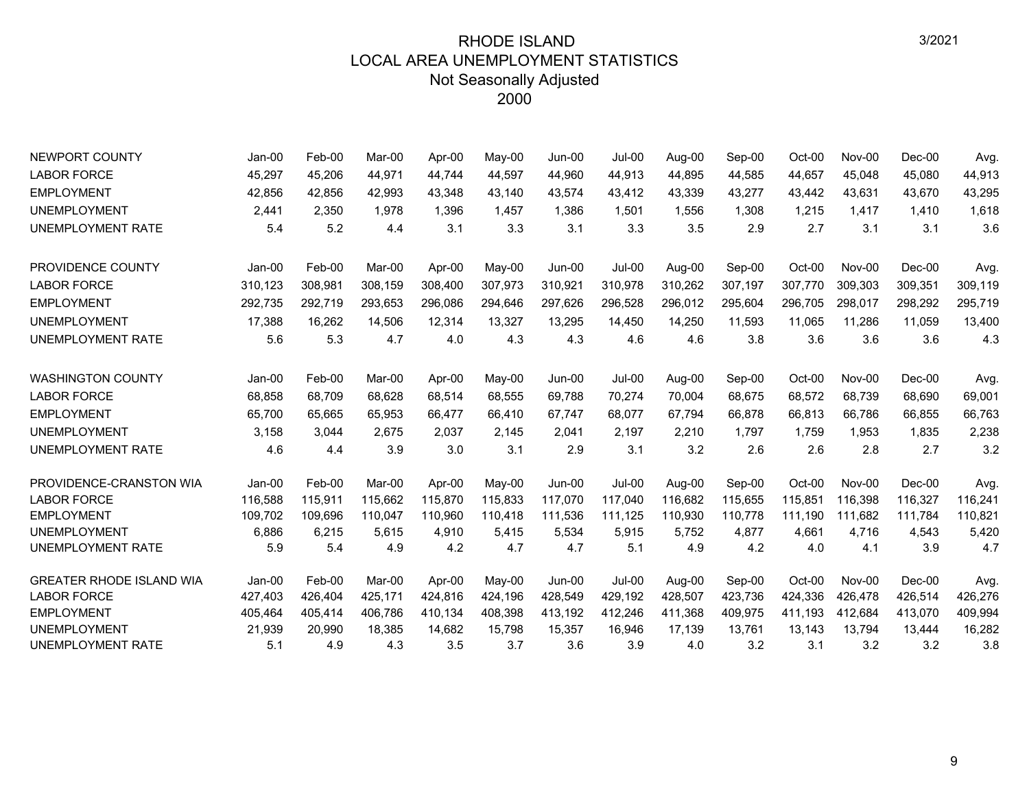# RHODE ISLAND
## LOCAL AREA UNEMPLOYMENT STATISTICS
### Not Seasonally Adjusted
### 2000

3/2021

| NEWPORT COUNTY | Jan-00 | Feb-00 | Mar-00 | Apr-00 | May-00 | Jun-00 | Jul-00 | Aug-00 | Sep-00 | Oct-00 | Nov-00 | Dec-00 | Avg. |
|---|---|---|---|---|---|---|---|---|---|---|---|---|---|
| LABOR FORCE | 45,297 | 45,206 | 44,971 | 44,744 | 44,597 | 44,960 | 44,913 | 44,895 | 44,585 | 44,657 | 45,048 | 45,080 | 44,913 |
| EMPLOYMENT | 42,856 | 42,856 | 42,993 | 43,348 | 43,140 | 43,574 | 43,412 | 43,339 | 43,277 | 43,442 | 43,631 | 43,670 | 43,295 |
| UNEMPLOYMENT | 2,441 | 2,350 | 1,978 | 1,396 | 1,457 | 1,386 | 1,501 | 1,556 | 1,308 | 1,215 | 1,417 | 1,410 | 1,618 |
| UNEMPLOYMENT RATE | 5.4 | 5.2 | 4.4 | 3.1 | 3.3 | 3.1 | 3.3 | 3.5 | 2.9 | 2.7 | 3.1 | 3.1 | 3.6 |

| PROVIDENCE COUNTY | Jan-00 | Feb-00 | Mar-00 | Apr-00 | May-00 | Jun-00 | Jul-00 | Aug-00 | Sep-00 | Oct-00 | Nov-00 | Dec-00 | Avg. |
|---|---|---|---|---|---|---|---|---|---|---|---|---|---|
| LABOR FORCE | 310,123 | 308,981 | 308,159 | 308,400 | 307,973 | 310,921 | 310,978 | 310,262 | 307,197 | 307,770 | 309,303 | 309,351 | 309,119 |
| EMPLOYMENT | 292,735 | 292,719 | 293,653 | 296,086 | 294,646 | 297,626 | 296,528 | 296,012 | 295,604 | 296,705 | 298,017 | 298,292 | 295,719 |
| UNEMPLOYMENT | 17,388 | 16,262 | 14,506 | 12,314 | 13,327 | 13,295 | 14,450 | 14,250 | 11,593 | 11,065 | 11,286 | 11,059 | 13,400 |
| UNEMPLOYMENT RATE | 5.6 | 5.3 | 4.7 | 4.0 | 4.3 | 4.3 | 4.6 | 4.6 | 3.8 | 3.6 | 3.6 | 3.6 | 4.3 |

| WASHINGTON COUNTY | Jan-00 | Feb-00 | Mar-00 | Apr-00 | May-00 | Jun-00 | Jul-00 | Aug-00 | Sep-00 | Oct-00 | Nov-00 | Dec-00 | Avg. |
|---|---|---|---|---|---|---|---|---|---|---|---|---|---|
| LABOR FORCE | 68,858 | 68,709 | 68,628 | 68,514 | 68,555 | 69,788 | 70,274 | 70,004 | 68,675 | 68,572 | 68,739 | 68,690 | 69,001 |
| EMPLOYMENT | 65,700 | 65,665 | 65,953 | 66,477 | 66,410 | 67,747 | 68,077 | 67,794 | 66,878 | 66,813 | 66,786 | 66,855 | 66,763 |
| UNEMPLOYMENT | 3,158 | 3,044 | 2,675 | 2,037 | 2,145 | 2,041 | 2,197 | 2,210 | 1,797 | 1,759 | 1,953 | 1,835 | 2,238 |
| UNEMPLOYMENT RATE | 4.6 | 4.4 | 3.9 | 3.0 | 3.1 | 2.9 | 3.1 | 3.2 | 2.6 | 2.6 | 2.8 | 2.7 | 3.2 |

| PROVIDENCE-CRANSTON WIA | Jan-00 | Feb-00 | Mar-00 | Apr-00 | May-00 | Jun-00 | Jul-00 | Aug-00 | Sep-00 | Oct-00 | Nov-00 | Dec-00 | Avg. |
|---|---|---|---|---|---|---|---|---|---|---|---|---|---|
| LABOR FORCE | 116,588 | 115,911 | 115,662 | 115,870 | 115,833 | 117,070 | 117,040 | 116,682 | 115,655 | 115,851 | 116,398 | 116,327 | 116,241 |
| EMPLOYMENT | 109,702 | 109,696 | 110,047 | 110,960 | 110,418 | 111,536 | 111,125 | 110,930 | 110,778 | 111,190 | 111,682 | 111,784 | 110,821 |
| UNEMPLOYMENT | 6,886 | 6,215 | 5,615 | 4,910 | 5,415 | 5,534 | 5,915 | 5,752 | 4,877 | 4,661 | 4,716 | 4,543 | 5,420 |
| UNEMPLOYMENT RATE | 5.9 | 5.4 | 4.9 | 4.2 | 4.7 | 4.7 | 5.1 | 4.9 | 4.2 | 4.0 | 4.1 | 3.9 | 4.7 |

| GREATER RHODE ISLAND WIA | Jan-00 | Feb-00 | Mar-00 | Apr-00 | May-00 | Jun-00 | Jul-00 | Aug-00 | Sep-00 | Oct-00 | Nov-00 | Dec-00 | Avg. |
|---|---|---|---|---|---|---|---|---|---|---|---|---|---|
| LABOR FORCE | 427,403 | 426,404 | 425,171 | 424,816 | 424,196 | 428,549 | 429,192 | 428,507 | 423,736 | 424,336 | 426,478 | 426,514 | 426,276 |
| EMPLOYMENT | 405,464 | 405,414 | 406,786 | 410,134 | 408,398 | 413,192 | 412,246 | 411,368 | 409,975 | 411,193 | 412,684 | 413,070 | 409,994 |
| UNEMPLOYMENT | 21,939 | 20,990 | 18,385 | 14,682 | 15,798 | 15,357 | 16,946 | 17,139 | 13,761 | 13,143 | 13,794 | 13,444 | 16,282 |
| UNEMPLOYMENT RATE | 5.1 | 4.9 | 4.3 | 3.5 | 3.7 | 3.6 | 3.9 | 4.0 | 3.2 | 3.1 | 3.2 | 3.2 | 3.8 |